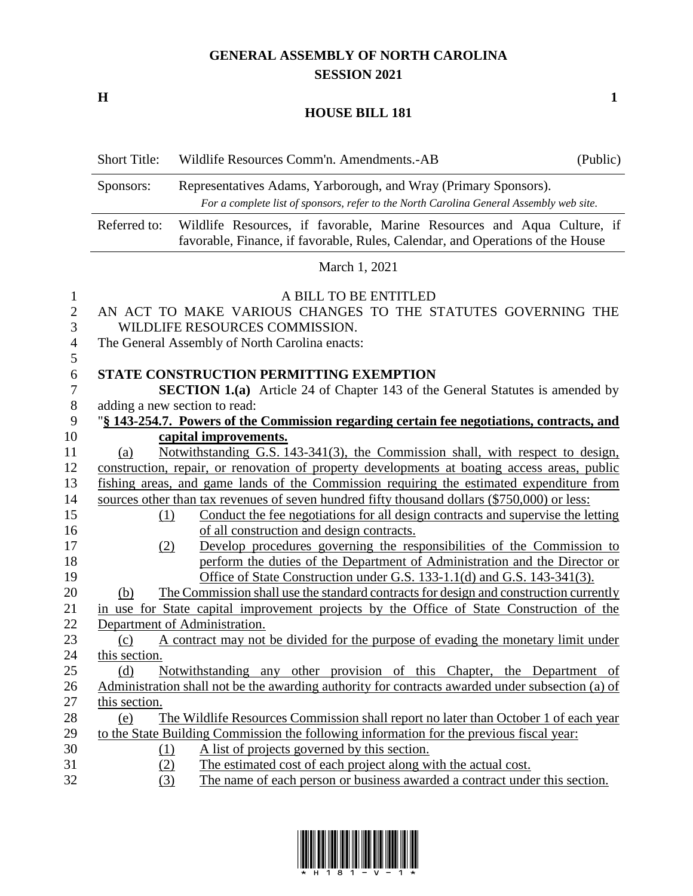# GENERAL ASSEMBLY OF NORTH CAROLINA
## SESSION 2021

**H** **1**

## HOUSE BILL 181

| Short Title: | Wildlife Resources Comm'n. Amendments.-AB | (Public) |
|---|---|---|
| Sponsors: | Representatives Adams, Yarborough, and Wray (Primary Sponsors). *For a complete list of sponsors, refer to the North Carolina General Assembly web site.* | |
| Referred to: | Wildlife Resources, if favorable, Marine Resources and Aqua Culture, if favorable, Finance, if favorable, Rules, Calendar, and Operations of the House | |

March 1, 2021

A BILL TO BE ENTITLED

AN ACT TO MAKE VARIOUS CHANGES TO THE STATUTES GOVERNING THE WILDLIFE RESOURCES COMMISSION.

The General Assembly of North Carolina enacts:

**STATE CONSTRUCTION PERMITTING EXEMPTION**

**SECTION 1.(a)** Article 24 of Chapter 143 of the General Statutes is amended by adding a new section to read:

"**§ 143-254.7. Powers of the Commission regarding certain fee negotiations, contracts, and capital improvements.**

(a) Notwithstanding G.S. 143-341(3), the Commission shall, with respect to design, construction, repair, or renovation of property developments at boating access areas, public fishing areas, and game lands of the Commission requiring the estimated expenditure from sources other than tax revenues of seven hundred fifty thousand dollars ($750,000) or less:

(1) Conduct the fee negotiations for all design contracts and supervise the letting of all construction and design contracts.

(2) Develop procedures governing the responsibilities of the Commission to perform the duties of the Department of Administration and the Director or Office of State Construction under G.S. 133-1.1(d) and G.S. 143-341(3).

(b) The Commission shall use the standard contracts for design and construction currently in use for State capital improvement projects by the Office of State Construction of the Department of Administration.

(c) A contract may not be divided for the purpose of evading the monetary limit under this section.

(d) Notwithstanding any other provision of this Chapter, the Department of Administration shall not be the awarding authority for contracts awarded under subsection (a) of this section.

(e) The Wildlife Resources Commission shall report no later than October 1 of each year to the State Building Commission the following information for the previous fiscal year:

(1) A list of projects governed by this section.

(2) The estimated cost of each project along with the actual cost.

(3) The name of each person or business awarded a contract under this section.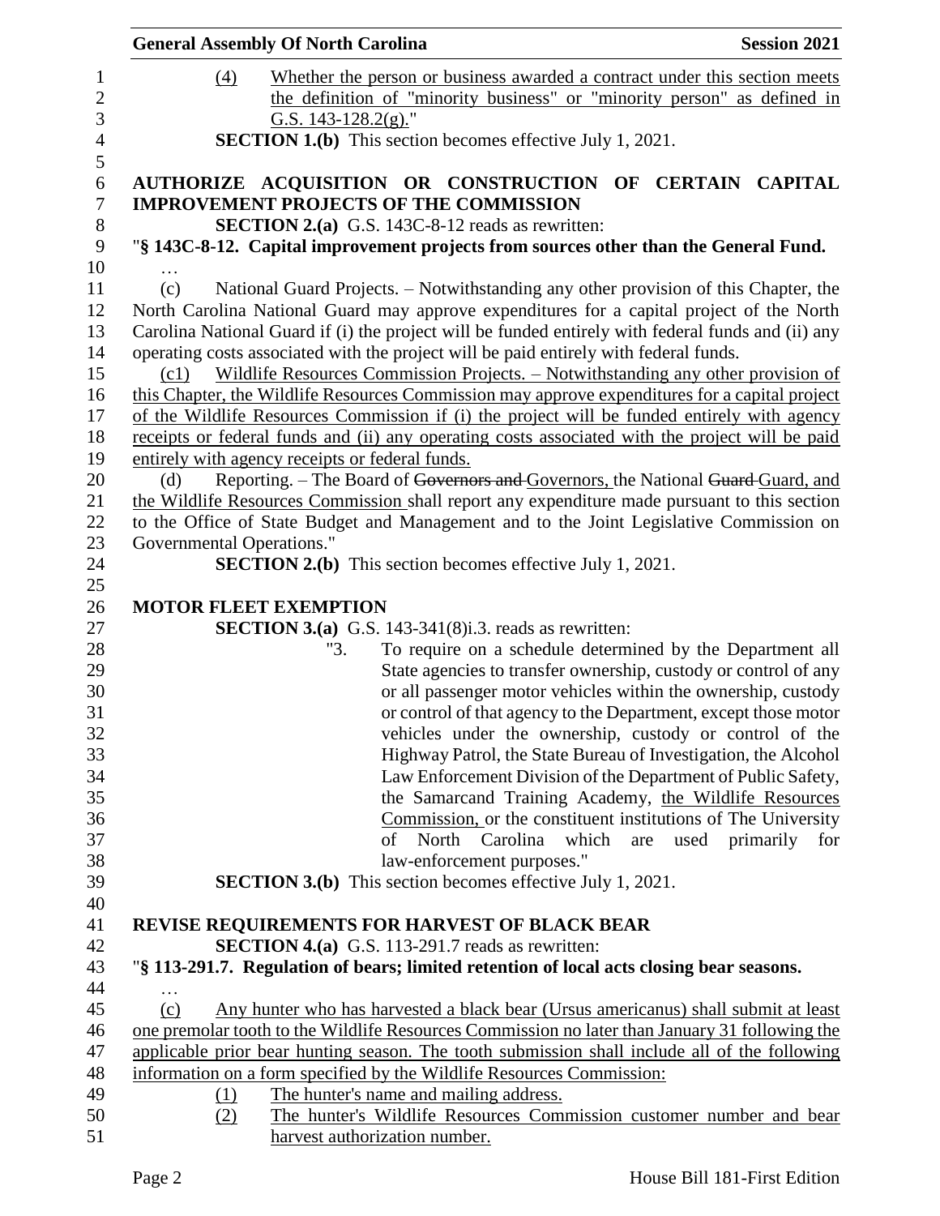(4) Whether the person or business awarded a contract under this section meets the definition of "minority business" or "minority person" as defined in G.S. 143-128.2(g)."

**SECTION 1.(b)** This section becomes effective July 1, 2021.

**AUTHORIZE ACQUISITION OR CONSTRUCTION OF CERTAIN CAPITAL IMPROVEMENT PROJECTS OF THE COMMISSION**

**SECTION 2.(a)** G.S. 143C-8-12 reads as rewritten:

"**§ 143C-8-12. Capital improvement projects from sources other than the General Fund.**

…

(c) National Guard Projects. – Notwithstanding any other provision of this Chapter, the North Carolina National Guard may approve expenditures for a capital project of the North Carolina National Guard if (i) the project will be funded entirely with federal funds and (ii) any operating costs associated with the project will be paid entirely with federal funds.

(c1) Wildlife Resources Commission Projects. – Notwithstanding any other provision of this Chapter, the Wildlife Resources Commission may approve expenditures for a capital project of the Wildlife Resources Commission if (i) the project will be funded entirely with agency receipts or federal funds and (ii) any operating costs associated with the project will be paid entirely with agency receipts or federal funds.

(d) Reporting. – The Board of ~~Governors and~~ Governors, the National ~~Guard~~ Guard, and the Wildlife Resources Commission shall report any expenditure made pursuant to this section to the Office of State Budget and Management and to the Joint Legislative Commission on Governmental Operations."

**SECTION 2.(b)** This section becomes effective July 1, 2021.

**MOTOR FLEET EXEMPTION**

**SECTION 3.(a)** G.S. 143-341(8)i.3. reads as rewritten:

"3. To require on a schedule determined by the Department all State agencies to transfer ownership, custody or control of any or all passenger motor vehicles within the ownership, custody or control of that agency to the Department, except those motor vehicles under the ownership, custody or control of the Highway Patrol, the State Bureau of Investigation, the Alcohol Law Enforcement Division of the Department of Public Safety, the Samarcand Training Academy, the Wildlife Resources Commission, or the constituent institutions of The University of North Carolina which are used primarily for law-enforcement purposes."

**SECTION 3.(b)** This section becomes effective July 1, 2021.

**REVISE REQUIREMENTS FOR HARVEST OF BLACK BEAR**

**SECTION 4.(a)** G.S. 113-291.7 reads as rewritten:

"**§ 113-291.7. Regulation of bears; limited retention of local acts closing bear seasons.**

…

(c) Any hunter who has harvested a black bear (Ursus americanus) shall submit at least one premolar tooth to the Wildlife Resources Commission no later than January 31 following the applicable prior bear hunting season. The tooth submission shall include all of the following information on a form specified by the Wildlife Resources Commission:

(1) The hunter's name and mailing address.

(2) The hunter's Wildlife Resources Commission customer number and bear harvest authorization number.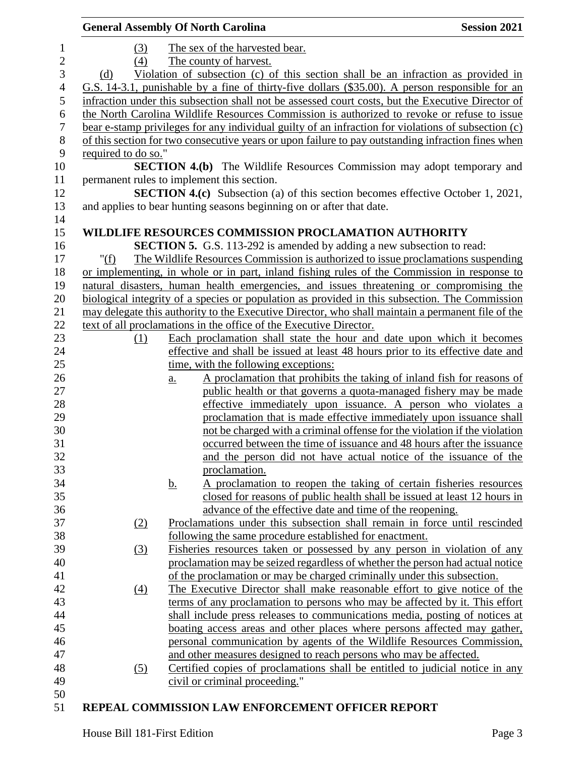(3) The sex of the harvested bear.

(4) The county of harvest.

(d) Violation of subsection (c) of this section shall be an infraction as provided in G.S. 14-3.1, punishable by a fine of thirty-five dollars ($35.00). A person responsible for an infraction under this subsection shall not be assessed court costs, but the Executive Director of the North Carolina Wildlife Resources Commission is authorized to revoke or refuse to issue bear e-stamp privileges for any individual guilty of an infraction for violations of subsection (c) of this section for two consecutive years or upon failure to pay outstanding infraction fines when required to do so."

**SECTION 4.(b)** The Wildlife Resources Commission may adopt temporary and permanent rules to implement this section.

**SECTION 4.(c)** Subsection (a) of this section becomes effective October 1, 2021, and applies to bear hunting seasons beginning on or after that date.

**WILDLIFE RESOURCES COMMISSION PROCLAMATION AUTHORITY**

**SECTION 5.** G.S. 113-292 is amended by adding a new subsection to read:

"(f) The Wildlife Resources Commission is authorized to issue proclamations suspending or implementing, in whole or in part, inland fishing rules of the Commission in response to natural disasters, human health emergencies, and issues threatening or compromising the biological integrity of a species or population as provided in this subsection. The Commission may delegate this authority to the Executive Director, who shall maintain a permanent file of the text of all proclamations in the office of the Executive Director.

(1) Each proclamation shall state the hour and date upon which it becomes effective and shall be issued at least 48 hours prior to its effective date and time, with the following exceptions:

a. A proclamation that prohibits the taking of inland fish for reasons of public health or that governs a quota-managed fishery may be made effective immediately upon issuance. A person who violates a proclamation that is made effective immediately upon issuance shall not be charged with a criminal offense for the violation if the violation occurred between the time of issuance and 48 hours after the issuance and the person did not have actual notice of the issuance of the proclamation.

b. A proclamation to reopen the taking of certain fisheries resources closed for reasons of public health shall be issued at least 12 hours in advance of the effective date and time of the reopening.

(2) Proclamations under this subsection shall remain in force until rescinded following the same procedure established for enactment.

(3) Fisheries resources taken or possessed by any person in violation of any proclamation may be seized regardless of whether the person had actual notice of the proclamation or may be charged criminally under this subsection.

(4) The Executive Director shall make reasonable effort to give notice of the terms of any proclamation to persons who may be affected by it. This effort shall include press releases to communications media, posting of notices at boating access areas and other places where persons affected may gather, personal communication by agents of the Wildlife Resources Commission, and other measures designed to reach persons who may be affected.

(5) Certified copies of proclamations shall be entitled to judicial notice in any civil or criminal proceeding."

**REPEAL COMMISSION LAW ENFORCEMENT OFFICER REPORT**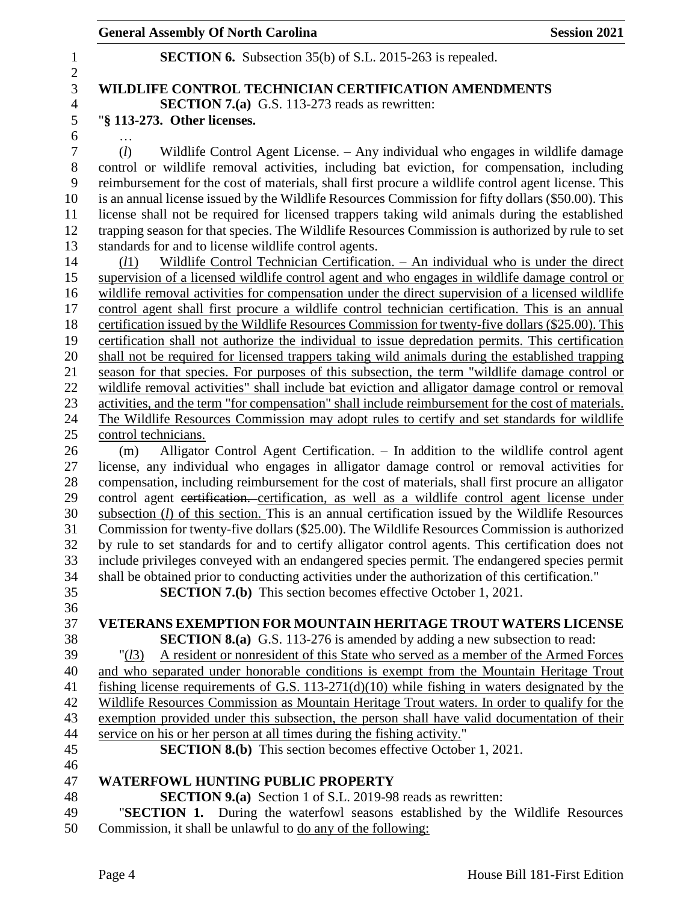**SECTION 6.** Subsection 35(b) of S.L. 2015-263 is repealed.

**WILDLIFE CONTROL TECHNICIAN CERTIFICATION AMENDMENTS**

**SECTION 7.(a)** G.S. 113-273 reads as rewritten:

"**§ 113-273. Other licenses.**

…

(*l*) Wildlife Control Agent License. – Any individual who engages in wildlife damage control or wildlife removal activities, including bat eviction, for compensation, including reimbursement for the cost of materials, shall first procure a wildlife control agent license. This is an annual license issued by the Wildlife Resources Commission for fifty dollars ($50.00). This license shall not be required for licensed trappers taking wild animals during the established trapping season for that species. The Wildlife Resources Commission is authorized by rule to set standards for and to license wildlife control agents.

(*l*1) Wildlife Control Technician Certification. – An individual who is under the direct supervision of a licensed wildlife control agent and who engages in wildlife damage control or wildlife removal activities for compensation under the direct supervision of a licensed wildlife control agent shall first procure a wildlife control technician certification. This is an annual certification issued by the Wildlife Resources Commission for twenty-five dollars ($25.00). This certification shall not authorize the individual to issue depredation permits. This certification shall not be required for licensed trappers taking wild animals during the established trapping season for that species. For purposes of this subsection, the term "wildlife damage control or wildlife removal activities" shall include bat eviction and alligator damage control or removal activities, and the term "for compensation" shall include reimbursement for the cost of materials. The Wildlife Resources Commission may adopt rules to certify and set standards for wildlife control technicians.

(m) Alligator Control Agent Certification. – In addition to the wildlife control agent license, any individual who engages in alligator damage control or removal activities for compensation, including reimbursement for the cost of materials, shall first procure an alligator control agent ~~certification.~~ certification, as well as a wildlife control agent license under subsection (*l*) of this section. This is an annual certification issued by the Wildlife Resources Commission for twenty-five dollars ($25.00). The Wildlife Resources Commission is authorized by rule to set standards for and to certify alligator control agents. This certification does not include privileges conveyed with an endangered species permit. The endangered species permit shall be obtained prior to conducting activities under the authorization of this certification."

**SECTION 7.(b)** This section becomes effective October 1, 2021.

**VETERANS EXEMPTION FOR MOUNTAIN HERITAGE TROUT WATERS LICENSE**

**SECTION 8.(a)** G.S. 113-276 is amended by adding a new subsection to read:

"(*l*3) A resident or nonresident of this State who served as a member of the Armed Forces and who separated under honorable conditions is exempt from the Mountain Heritage Trout fishing license requirements of G.S. 113-271(d)(10) while fishing in waters designated by the Wildlife Resources Commission as Mountain Heritage Trout waters. In order to qualify for the exemption provided under this subsection, the person shall have valid documentation of their service on his or her person at all times during the fishing activity."

**SECTION 8.(b)** This section becomes effective October 1, 2021.

**WATERFOWL HUNTING PUBLIC PROPERTY**

**SECTION 9.(a)** Section 1 of S.L. 2019-98 reads as rewritten:

"**SECTION 1.** During the waterfowl seasons established by the Wildlife Resources Commission, it shall be unlawful to do any of the following: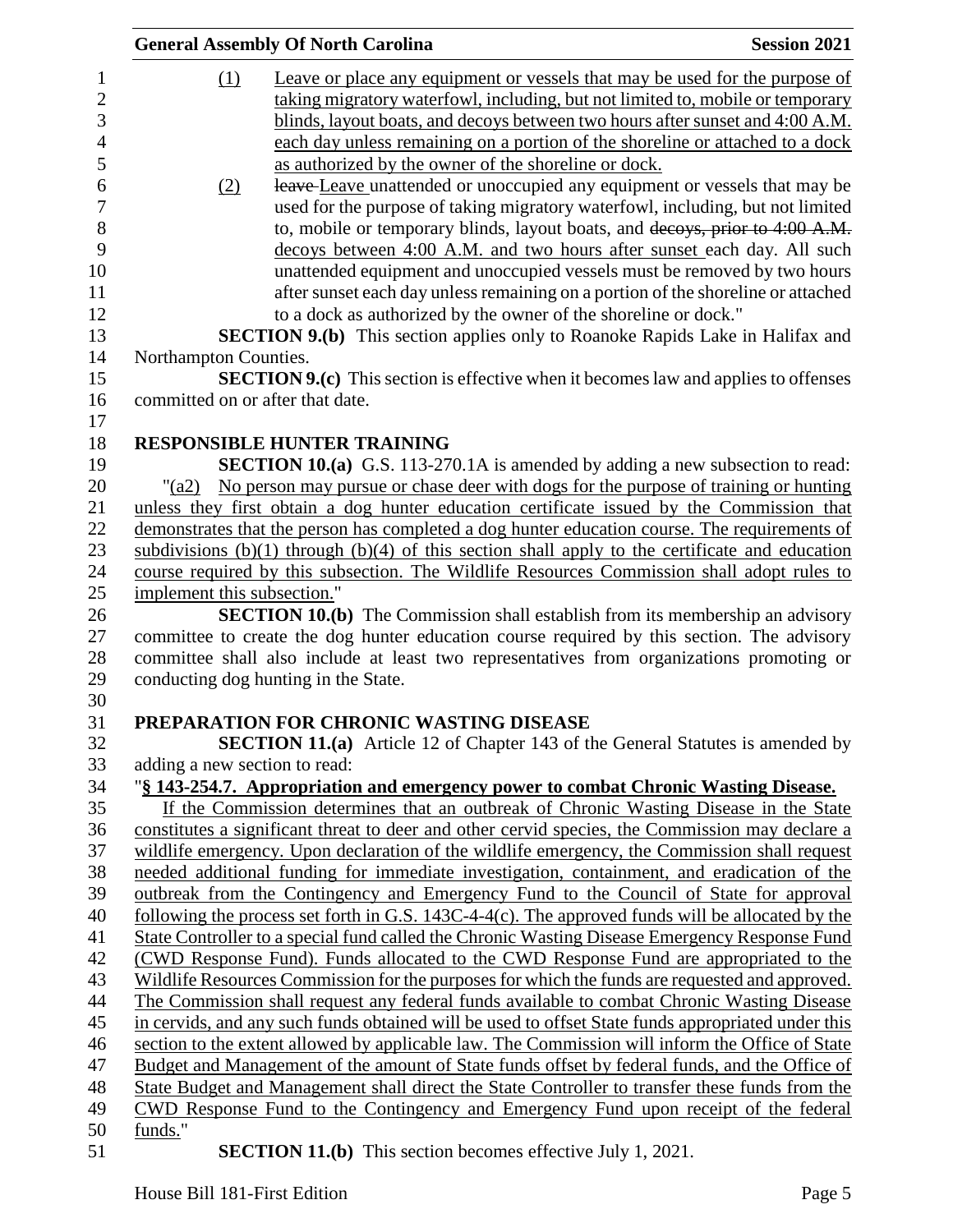(1) Leave or place any equipment or vessels that may be used for the purpose of taking migratory waterfowl, including, but not limited to, mobile or temporary blinds, layout boats, and decoys between two hours after sunset and 4:00 A.M. each day unless remaining on a portion of the shoreline or attached to a dock as authorized by the owner of the shoreline or dock.

(2) ~~leave~~ Leave unattended or unoccupied any equipment or vessels that may be used for the purpose of taking migratory waterfowl, including, but not limited to, mobile or temporary blinds, layout boats, and ~~decoys, prior to 4:00 A.M.~~ decoys between 4:00 A.M. and two hours after sunset each day. All such unattended equipment and unoccupied vessels must be removed by two hours after sunset each day unless remaining on a portion of the shoreline or attached to a dock as authorized by the owner of the shoreline or dock."

**SECTION 9.(b)** This section applies only to Roanoke Rapids Lake in Halifax and Northampton Counties.

**SECTION 9.(c)** This section is effective when it becomes law and applies to offenses committed on or after that date.

**RESPONSIBLE HUNTER TRAINING**

**SECTION 10.(a)** G.S. 113-270.1A is amended by adding a new subsection to read:

"(a2) No person may pursue or chase deer with dogs for the purpose of training or hunting unless they first obtain a dog hunter education certificate issued by the Commission that demonstrates that the person has completed a dog hunter education course. The requirements of subdivisions (b)(1) through (b)(4) of this section shall apply to the certificate and education course required by this subsection. The Wildlife Resources Commission shall adopt rules to implement this subsection."

**SECTION 10.(b)** The Commission shall establish from its membership an advisory committee to create the dog hunter education course required by this section. The advisory committee shall also include at least two representatives from organizations promoting or conducting dog hunting in the State.

**PREPARATION FOR CHRONIC WASTING DISEASE**

**SECTION 11.(a)** Article 12 of Chapter 143 of the General Statutes is amended by adding a new section to read:

"**§ 143-254.7. Appropriation and emergency power to combat Chronic Wasting Disease.**

If the Commission determines that an outbreak of Chronic Wasting Disease in the State constitutes a significant threat to deer and other cervid species, the Commission may declare a wildlife emergency. Upon declaration of the wildlife emergency, the Commission shall request needed additional funding for immediate investigation, containment, and eradication of the outbreak from the Contingency and Emergency Fund to the Council of State for approval following the process set forth in G.S. 143C-4-4(c). The approved funds will be allocated by the State Controller to a special fund called the Chronic Wasting Disease Emergency Response Fund (CWD Response Fund). Funds allocated to the CWD Response Fund are appropriated to the Wildlife Resources Commission for the purposes for which the funds are requested and approved. The Commission shall request any federal funds available to combat Chronic Wasting Disease in cervids, and any such funds obtained will be used to offset State funds appropriated under this section to the extent allowed by applicable law. The Commission will inform the Office of State Budget and Management of the amount of State funds offset by federal funds, and the Office of State Budget and Management shall direct the State Controller to transfer these funds from the CWD Response Fund to the Contingency and Emergency Fund upon receipt of the federal funds."

**SECTION 11.(b)** This section becomes effective July 1, 2021.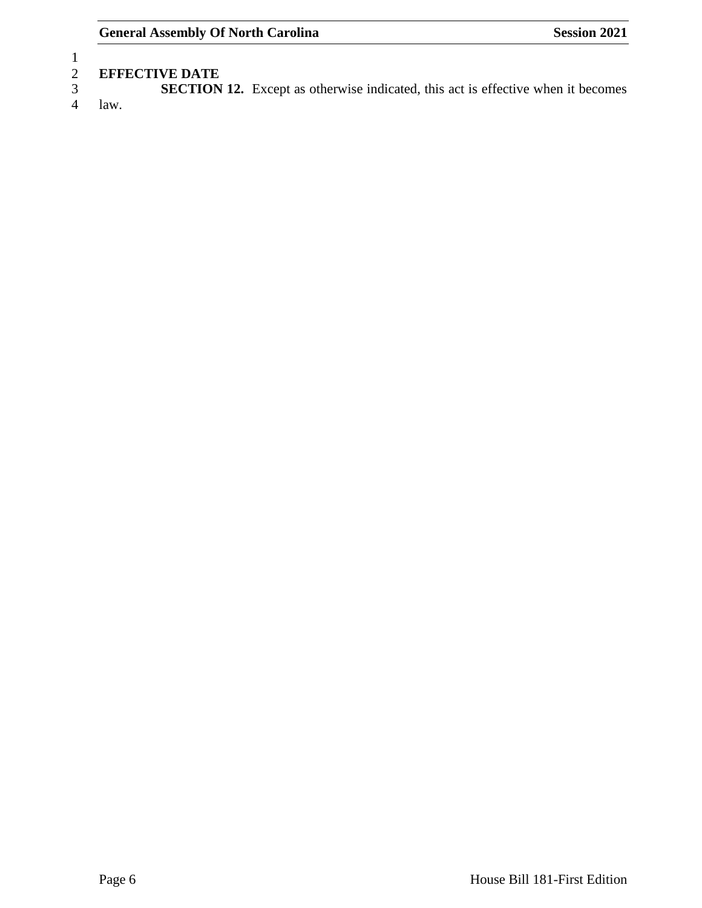**EFFECTIVE DATE**

**SECTION 12.** Except as otherwise indicated, this act is effective when it becomes law.